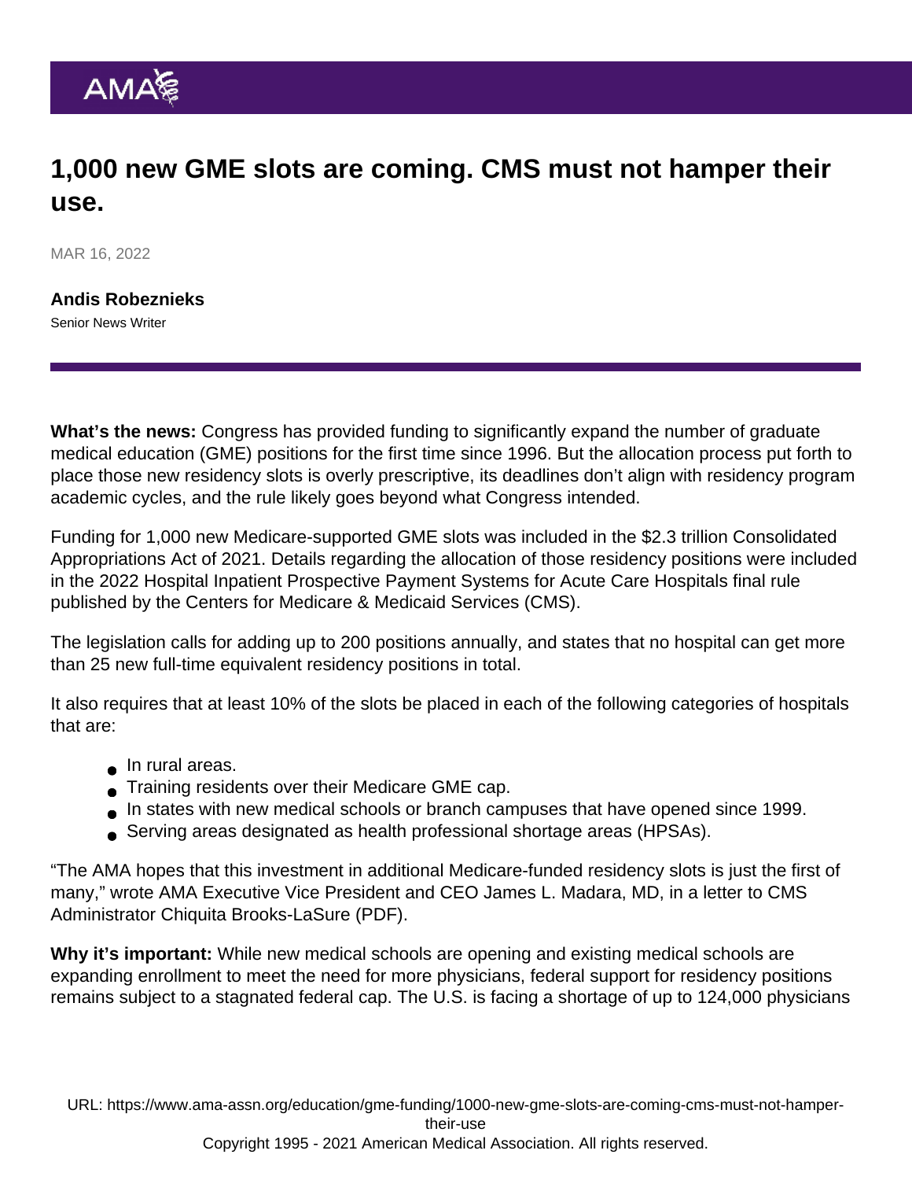# 1,000 new GME slots are coming. CMS must not hamper their use.

MAR 16, 2022

**Andis Robeznieks**
Senior News Writer

**What's the news:** Congress has provided funding to significantly expand the number of graduate medical education (GME) positions for the first time since 1996. But the allocation process put forth to place those new residency slots is overly prescriptive, its deadlines don't align with residency program academic cycles, and the rule likely goes beyond what Congress intended.

Funding for 1,000 new Medicare-supported GME slots was included in the $2.3 trillion Consolidated Appropriations Act of 2021. Details regarding the allocation of those residency positions were included in the 2022 Hospital Inpatient Prospective Payment Systems for Acute Care Hospitals final rule published by the Centers for Medicare & Medicaid Services (CMS).

The legislation calls for adding up to 200 positions annually, and states that no hospital can get more than 25 new full-time equivalent residency positions in total.

It also requires that at least 10% of the slots be placed in each of the following categories of hospitals that are:

- In rural areas.
- Training residents over their Medicare GME cap.
- In states with new medical schools or branch campuses that have opened since 1999.
- Serving areas designated as health professional shortage areas (HPSAs).

"The AMA hopes that this investment in additional Medicare-funded residency slots is just the first of many," wrote AMA Executive Vice President and CEO James L. Madara, MD, in a letter to CMS Administrator Chiquita Brooks-LaSure (PDF).

**Why it's important:** While new medical schools are opening and existing medical schools are expanding enrollment to meet the need for more physicians, federal support for residency positions remains subject to a stagnated federal cap. The U.S. is facing a shortage of up to 124,000 physicians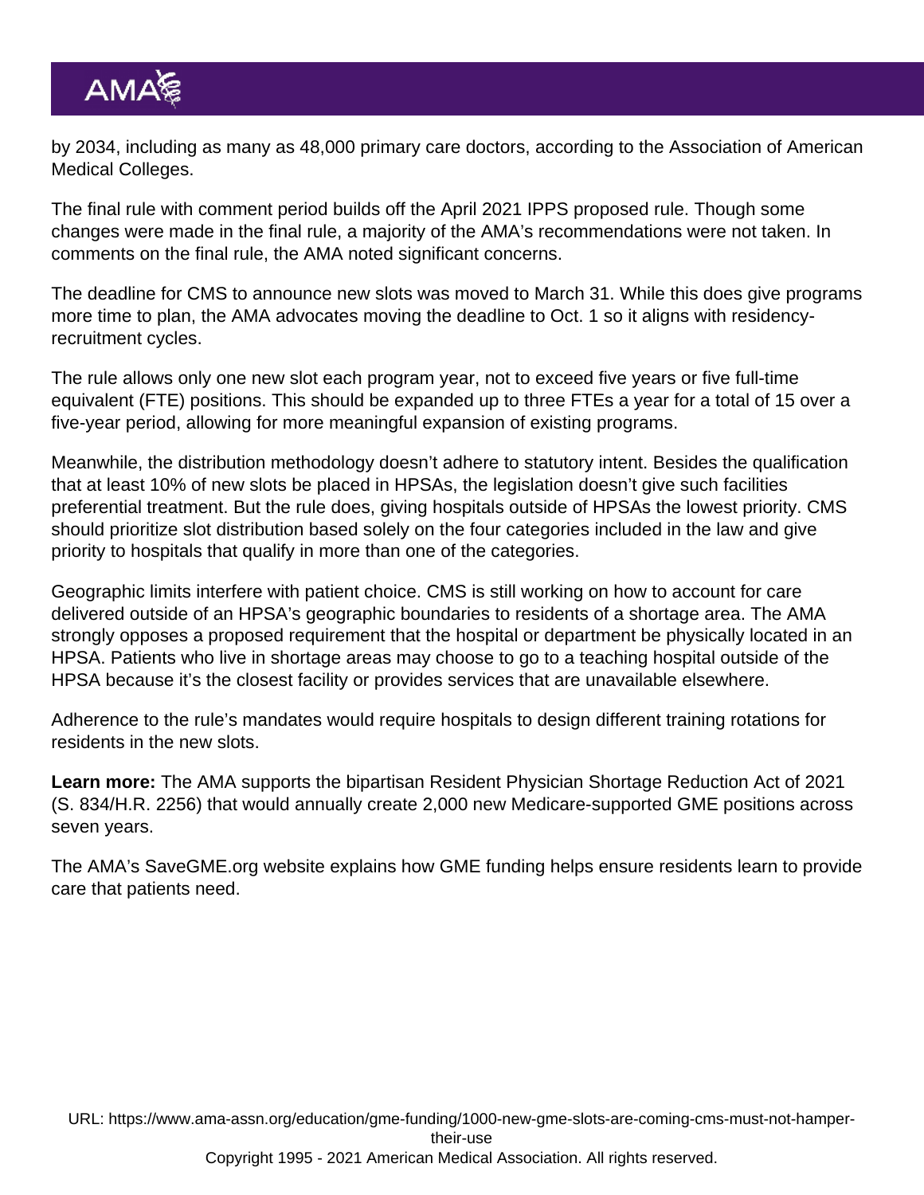by 2034, including as many as 48,000 primary care doctors, according to the Association of American Medical Colleges.

The final rule with comment period builds off the April 2021 IPPS proposed rule. Though some changes were made in the final rule, a majority of the AMA's recommendations were not taken. In comments on the final rule, the AMA noted significant concerns.

The deadline for CMS to announce new slots was moved to March 31. While this does give programs more time to plan, the AMA advocates moving the deadline to Oct. 1 so it aligns with residency-recruitment cycles.

The rule allows only one new slot each program year, not to exceed five years or five full-time equivalent (FTE) positions. This should be expanded up to three FTEs a year for a total of 15 over a five-year period, allowing for more meaningful expansion of existing programs.

Meanwhile, the distribution methodology doesn't adhere to statutory intent. Besides the qualification that at least 10% of new slots be placed in HPSAs, the legislation doesn't give such facilities preferential treatment. But the rule does, giving hospitals outside of HPSAs the lowest priority. CMS should prioritize slot distribution based solely on the four categories included in the law and give priority to hospitals that qualify in more than one of the categories.

Geographic limits interfere with patient choice. CMS is still working on how to account for care delivered outside of an HPSA's geographic boundaries to residents of a shortage area. The AMA strongly opposes a proposed requirement that the hospital or department be physically located in an HPSA. Patients who live in shortage areas may choose to go to a teaching hospital outside of the HPSA because it's the closest facility or provides services that are unavailable elsewhere.

Adherence to the rule's mandates would require hospitals to design different training rotations for residents in the new slots.

**Learn more:** The AMA supports the bipartisan Resident Physician Shortage Reduction Act of 2021 (S. 834/H.R. 2256) that would annually create 2,000 new Medicare-supported GME positions across seven years.

The AMA's SaveGME.org website explains how GME funding helps ensure residents learn to provide care that patients need.